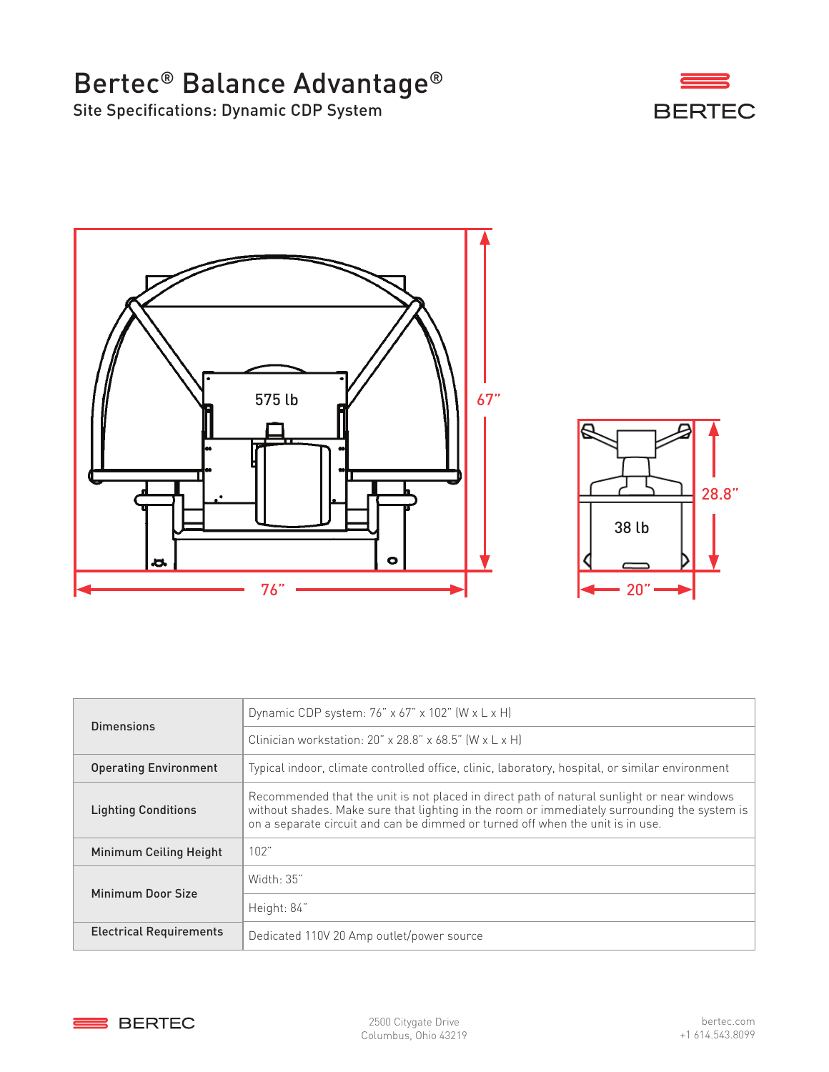# Bertec® Balance Advantage®

## Site Specifications: Dynamic CDP System

575 lb

67"

76"

38 lb

28.8"

20"

| | |
|---|---|
| **Dimensions** | Dynamic CDP system: 76" x 67" x 102" (W x L x H) |
| | Clinician workstation: 20" x 28.8" x 68.5" (W x L x H) |
| **Operating Environment** | Typical indoor, climate controlled office, clinic, laboratory, hospital, or similar environment |
| **Lighting Conditions** | Recommended that the unit is not placed in direct path of natural sunlight or near windows without shades. Make sure that lighting in the room or immediately surrounding the system is on a separate circuit and can be dimmed or turned off when the unit is in use. |
| **Minimum Ceiling Height** | 102" |
| **Minimum Door Size** | Width: 35" |
| | Height: 84" |
| **Electrical Requirements** | Dedicated 110V 20 Amp outlet/power source |

BERTEC

2500 Citygate Drive
Columbus, Ohio 43219

bertec.com
+1 614.543.8099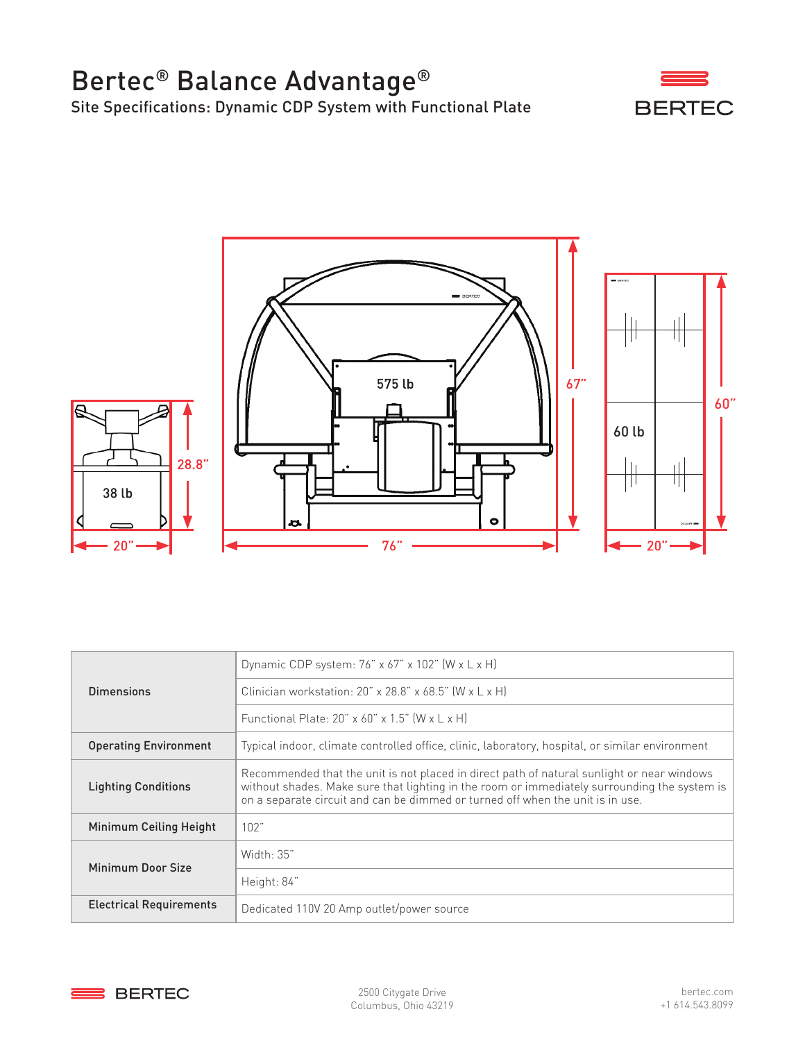# Bertec® Balance Advantage®

Site Specifications: Dynamic CDP System with Functional Plate

38 lb

28.8"

20"

575 lb

67"

76"

60 lb

60"

20"

| | | |
|---|---|---|
| **Dimensions** | Dynamic CDP system: 76" x 67" x 102" (W x L x H) | |
| | Clinician workstation: 20" x 28.8" x 68.5" (W x L x H) | |
| | Functional Plate: 20" x 60" x 1.5" (W x L x H) | |
| **Operating Environment** | Typical indoor, climate controlled office, clinic, laboratory, hospital, or similar environment | |
| **Lighting Conditions** | Recommended that the unit is not placed in direct path of natural sunlight or near windows without shades. Make sure that lighting in the room or immediately surrounding the system is on a separate circuit and can be dimmed or turned off when the unit is in use. | |
| **Minimum Ceiling Height** | 102" | |
| **Minimum Door Size** | Width: 35" | |
| | Height: 84" | |
| **Electrical Requirements** | Dedicated 110V 20 Amp outlet/power source | |

BERTEC

2500 Citygate Drive
Columbus, Ohio 43219

bertec.com
+1 614.543.8099